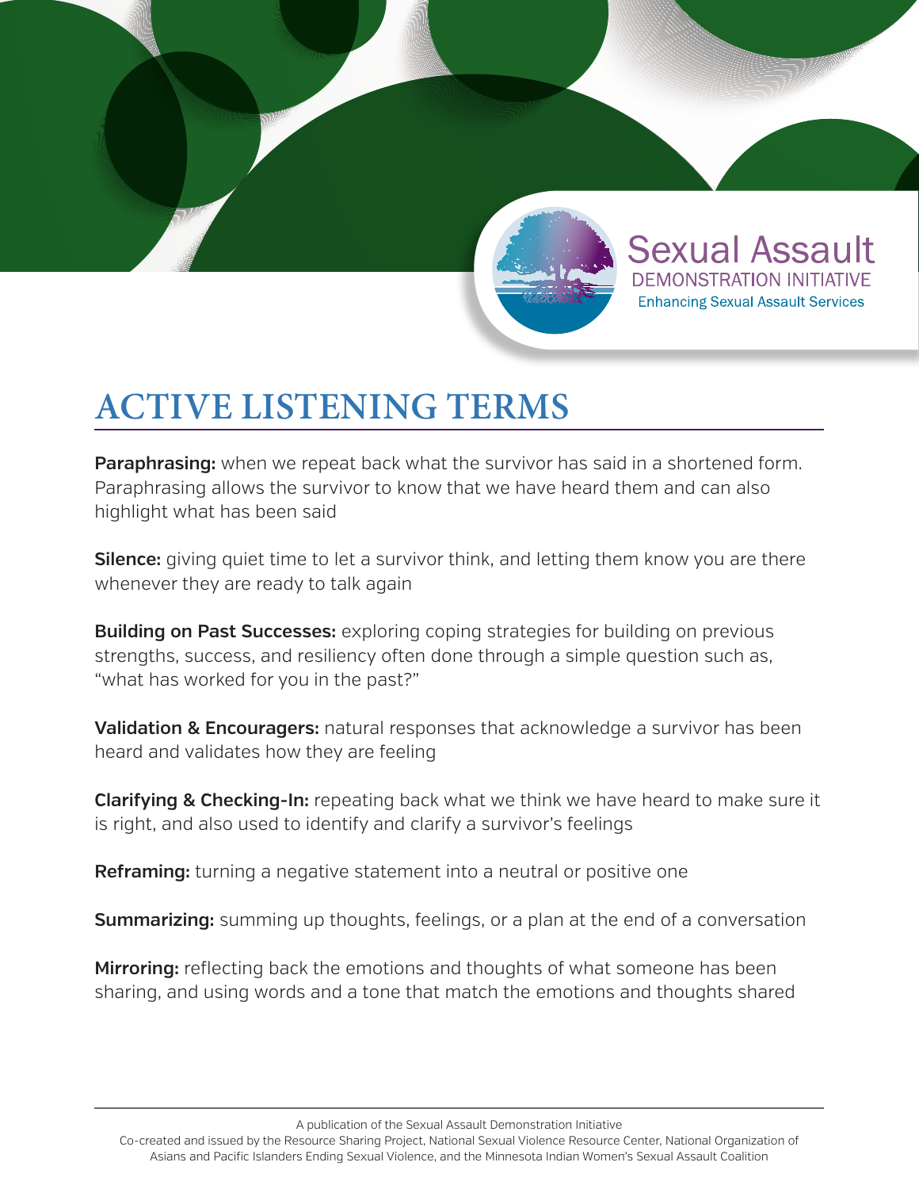Sexual Assault
DEMONSTRATION INITIATIVE
Enhancing Sexual Assault Services

# ACTIVE LISTENING TERMS

**Paraphrasing:** when we repeat back what the survivor has said in a shortened form. Paraphrasing allows the survivor to know that we have heard them and can also highlight what has been said

**Silence:** giving quiet time to let a survivor think, and letting them know you are there whenever they are ready to talk again

**Building on Past Successes:** exploring coping strategies for building on previous strengths, success, and resiliency often done through a simple question such as, "what has worked for you in the past?"

**Validation & Encouragers:** natural responses that acknowledge a survivor has been heard and validates how they are feeling

**Clarifying & Checking-In:** repeating back what we think we have heard to make sure it is right, and also used to identify and clarify a survivor's feelings

**Reframing:** turning a negative statement into a neutral or positive one

**Summarizing:** summing up thoughts, feelings, or a plan at the end of a conversation

**Mirroring:** reflecting back the emotions and thoughts of what someone has been sharing, and using words and a tone that match the emotions and thoughts shared

A publication of the Sexual Assault Demonstration Initiative
Co-created and issued by the Resource Sharing Project, National Sexual Violence Resource Center, National Organization of Asians and Pacific Islanders Ending Sexual Violence, and the Minnesota Indian Women's Sexual Assault Coalition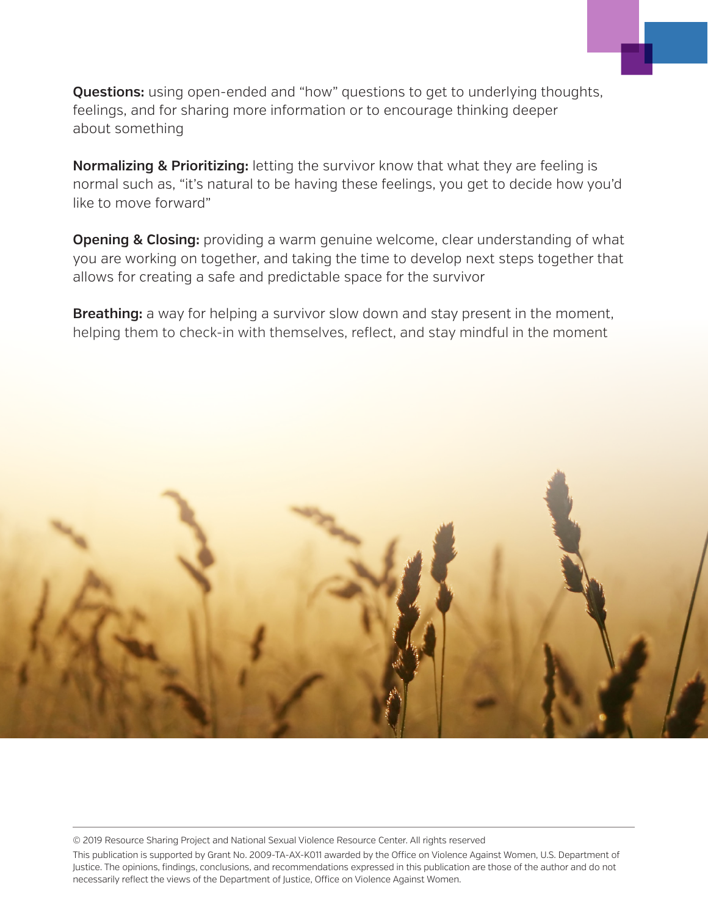**Questions:** using open-ended and "how" questions to get to underlying thoughts, feelings, and for sharing more information or to encourage thinking deeper about something

**Normalizing & Prioritizing:** letting the survivor know that what they are feeling is normal such as, "it's natural to be having these feelings, you get to decide how you'd like to move forward"

**Opening & Closing:** providing a warm genuine welcome, clear understanding of what you are working on together, and taking the time to develop next steps together that allows for creating a safe and predictable space for the survivor

**Breathing:** a way for helping a survivor slow down and stay present in the moment, helping them to check-in with themselves, reflect, and stay mindful in the moment

---

© 2019 Resource Sharing Project and National Sexual Violence Resource Center. All rights reserved

This publication is supported by Grant No. 2009-TA-AX-K011 awarded by the Office on Violence Against Women, U.S. Department of Justice. The opinions, findings, conclusions, and recommendations expressed in this publication are those of the author and do not necessarily reflect the views of the Department of Justice, Office on Violence Against Women.